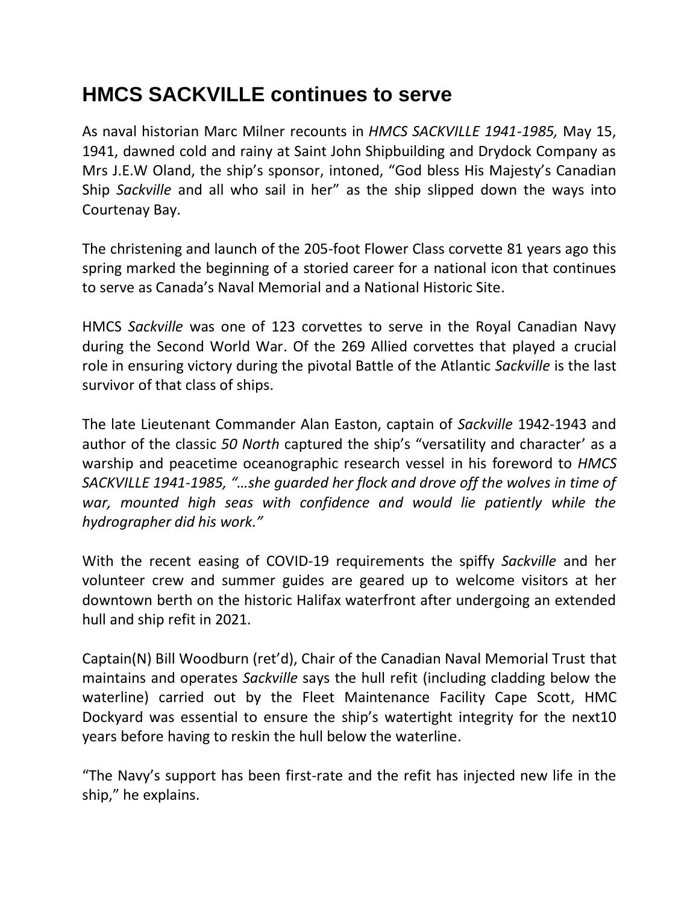# HMCS SACKVILLE continues to serve

As naval historian Marc Milner recounts in *HMCS SACKVILLE 1941-1985,* May 15, 1941, dawned cold and rainy at Saint John Shipbuilding and Drydock Company as Mrs J.E.W Oland, the ship's sponsor, intoned, "God bless His Majesty's Canadian Ship *Sackville* and all who sail in her" as the ship slipped down the ways into Courtenay Bay.

The christening and launch of the 205-foot Flower Class corvette 81 years ago this spring marked the beginning of a storied career for a national icon that continues to serve as Canada's Naval Memorial and a National Historic Site.

HMCS *Sackville* was one of 123 corvettes to serve in the Royal Canadian Navy during the Second World War. Of the 269 Allied corvettes that played a crucial role in ensuring victory during the pivotal Battle of the Atlantic *Sackville* is the last survivor of that class of ships.

The late Lieutenant Commander Alan Easton, captain of *Sackville* 1942-1943 and author of the classic *50 North* captured the ship's "versatility and character' as a warship and peacetime oceanographic research vessel in his foreword to *HMCS SACKVILLE 1941-1985, "…she guarded her flock and drove off the wolves in time of war, mounted high seas with confidence and would lie patiently while the hydrographer did his work."*

With the recent easing of COVID-19 requirements the spiffy *Sackville* and her volunteer crew and summer guides are geared up to welcome visitors at her downtown berth on the historic Halifax waterfront after undergoing an extended hull and ship refit in 2021.

Captain(N) Bill Woodburn (ret'd), Chair of the Canadian Naval Memorial Trust that maintains and operates *Sackville* says the hull refit (including cladding below the waterline) carried out by the Fleet Maintenance Facility Cape Scott, HMC Dockyard was essential to ensure the ship's watertight integrity for the next10 years before having to reskin the hull below the waterline.

"The Navy's support has been first-rate and the refit has injected new life in the ship," he explains.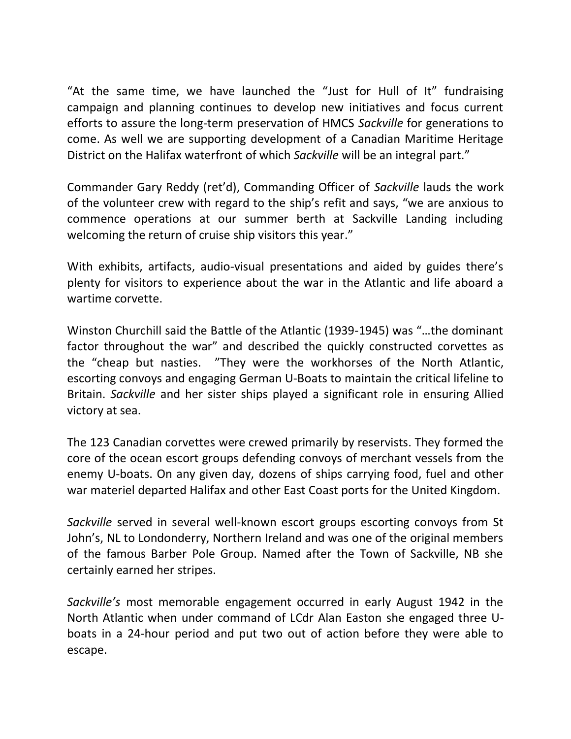"At the same time, we have launched the "Just for Hull of It" fundraising campaign and planning continues to develop new initiatives and focus current efforts to assure the long-term preservation of HMCS *Sackville* for generations to come. As well we are supporting development of a Canadian Maritime Heritage District on the Halifax waterfront of which *Sackville* will be an integral part."

Commander Gary Reddy (ret'd), Commanding Officer of *Sackville* lauds the work of the volunteer crew with regard to the ship's refit and says, "we are anxious to commence operations at our summer berth at Sackville Landing including welcoming the return of cruise ship visitors this year."

With exhibits, artifacts, audio-visual presentations and aided by guides there's plenty for visitors to experience about the war in the Atlantic and life aboard a wartime corvette.

Winston Churchill said the Battle of the Atlantic (1939-1945) was "…the dominant factor throughout the war" and described the quickly constructed corvettes as the "cheap but nasties. "They were the workhorses of the North Atlantic, escorting convoys and engaging German U-Boats to maintain the critical lifeline to Britain. *Sackville* and her sister ships played a significant role in ensuring Allied victory at sea.

The 123 Canadian corvettes were crewed primarily by reservists. They formed the core of the ocean escort groups defending convoys of merchant vessels from the enemy U-boats. On any given day, dozens of ships carrying food, fuel and other war materiel departed Halifax and other East Coast ports for the United Kingdom.

*Sackville* served in several well-known escort groups escorting convoys from St John's, NL to Londonderry, Northern Ireland and was one of the original members of the famous Barber Pole Group. Named after the Town of Sackville, NB she certainly earned her stripes.

*Sackville's* most memorable engagement occurred in early August 1942 in the North Atlantic when under command of LCdr Alan Easton she engaged three U-boats in a 24-hour period and put two out of action before they were able to escape.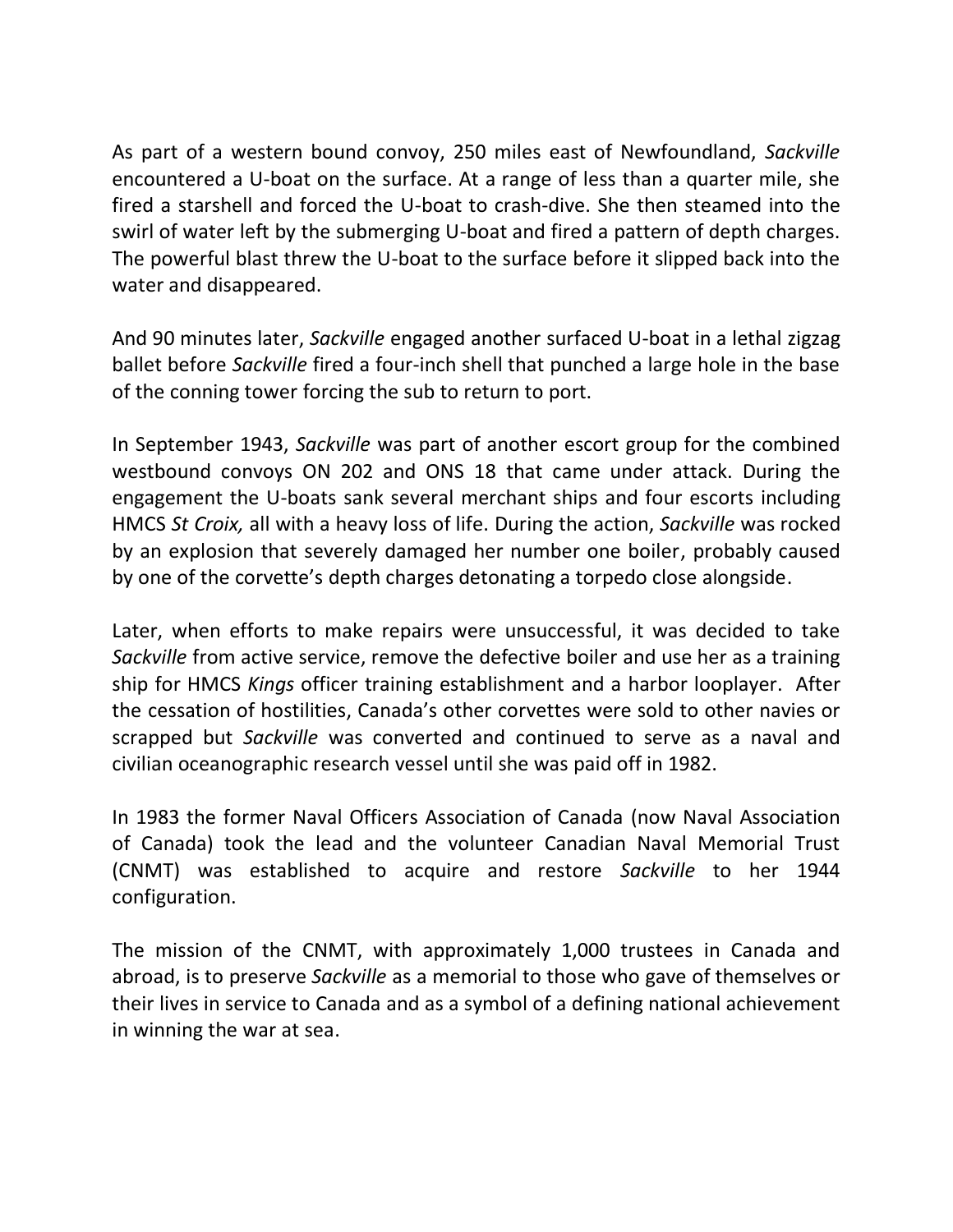As part of a western bound convoy, 250 miles east of Newfoundland, *Sackville* encountered a U-boat on the surface. At a range of less than a quarter mile, she fired a starshell and forced the U-boat to crash-dive. She then steamed into the swirl of water left by the submerging U-boat and fired a pattern of depth charges. The powerful blast threw the U-boat to the surface before it slipped back into the water and disappeared.

And 90 minutes later, *Sackville* engaged another surfaced U-boat in a lethal zigzag ballet before *Sackville* fired a four-inch shell that punched a large hole in the base of the conning tower forcing the sub to return to port.

In September 1943, *Sackville* was part of another escort group for the combined westbound convoys ON 202 and ONS 18 that came under attack. During the engagement the U-boats sank several merchant ships and four escorts including HMCS *St Croix,* all with a heavy loss of life. During the action, *Sackville* was rocked by an explosion that severely damaged her number one boiler, probably caused by one of the corvette's depth charges detonating a torpedo close alongside.

Later, when efforts to make repairs were unsuccessful, it was decided to take *Sackville* from active service, remove the defective boiler and use her as a training ship for HMCS *Kings* officer training establishment and a harbor looplayer. After the cessation of hostilities, Canada's other corvettes were sold to other navies or scrapped but *Sackville* was converted and continued to serve as a naval and civilian oceanographic research vessel until she was paid off in 1982.

In 1983 the former Naval Officers Association of Canada (now Naval Association of Canada) took the lead and the volunteer Canadian Naval Memorial Trust (CNMT) was established to acquire and restore *Sackville* to her 1944 configuration.

The mission of the CNMT, with approximately 1,000 trustees in Canada and abroad, is to preserve *Sackville* as a memorial to those who gave of themselves or their lives in service to Canada and as a symbol of a defining national achievement in winning the war at sea.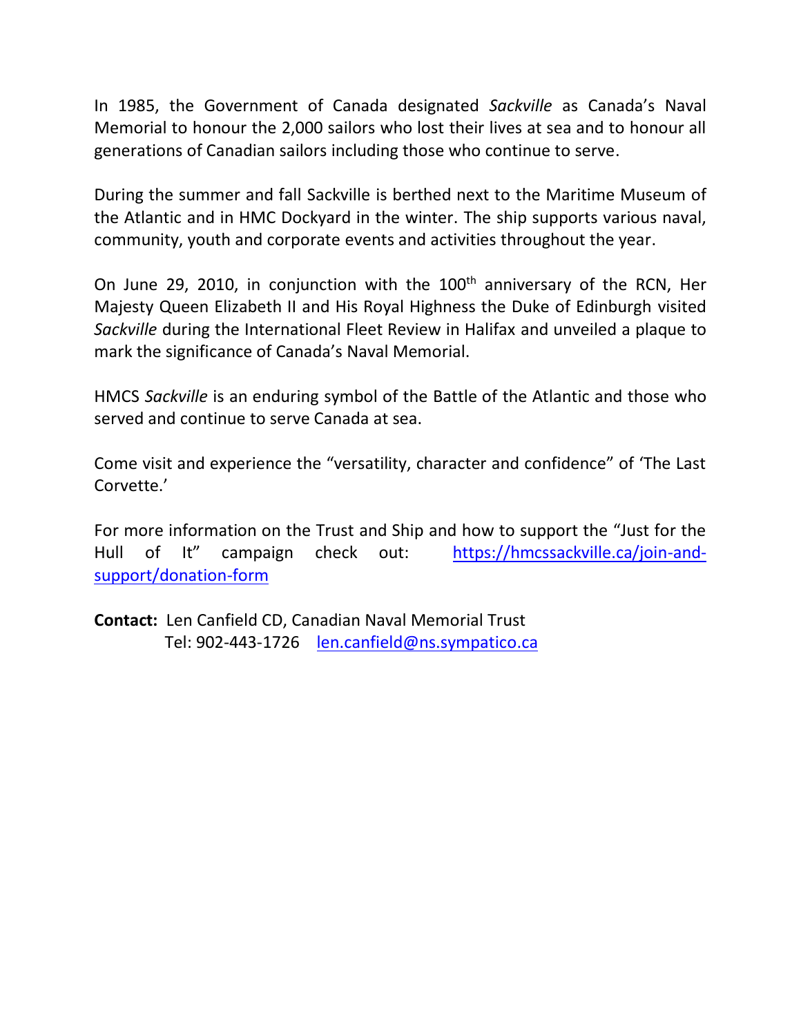In 1985, the Government of Canada designated *Sackville* as Canada's Naval Memorial to honour the 2,000 sailors who lost their lives at sea and to honour all generations of Canadian sailors including those who continue to serve.

During the summer and fall Sackville is berthed next to the Maritime Museum of the Atlantic and in HMC Dockyard in the winter. The ship supports various naval, community, youth and corporate events and activities throughout the year.

On June 29, 2010, in conjunction with the 100th anniversary of the RCN, Her Majesty Queen Elizabeth II and His Royal Highness the Duke of Edinburgh visited *Sackville* during the International Fleet Review in Halifax and unveiled a plaque to mark the significance of Canada's Naval Memorial.

HMCS *Sackville* is an enduring symbol of the Battle of the Atlantic and those who served and continue to serve Canada at sea.

Come visit and experience the "versatility, character and confidence" of 'The Last Corvette.'

For more information on the Trust and Ship and how to support the "Just for the Hull of It" campaign check out: [https://hmcssackville.ca/join-and-support/donation-form](https://hmcssackville.ca/join-and-support/donation-form)

**Contact:** Len Canfield CD, Canadian Naval Memorial Trust
Tel: 902-443-1726 [len.canfield@ns.sympatico.ca](mailto:len.canfield@ns.sympatico.ca)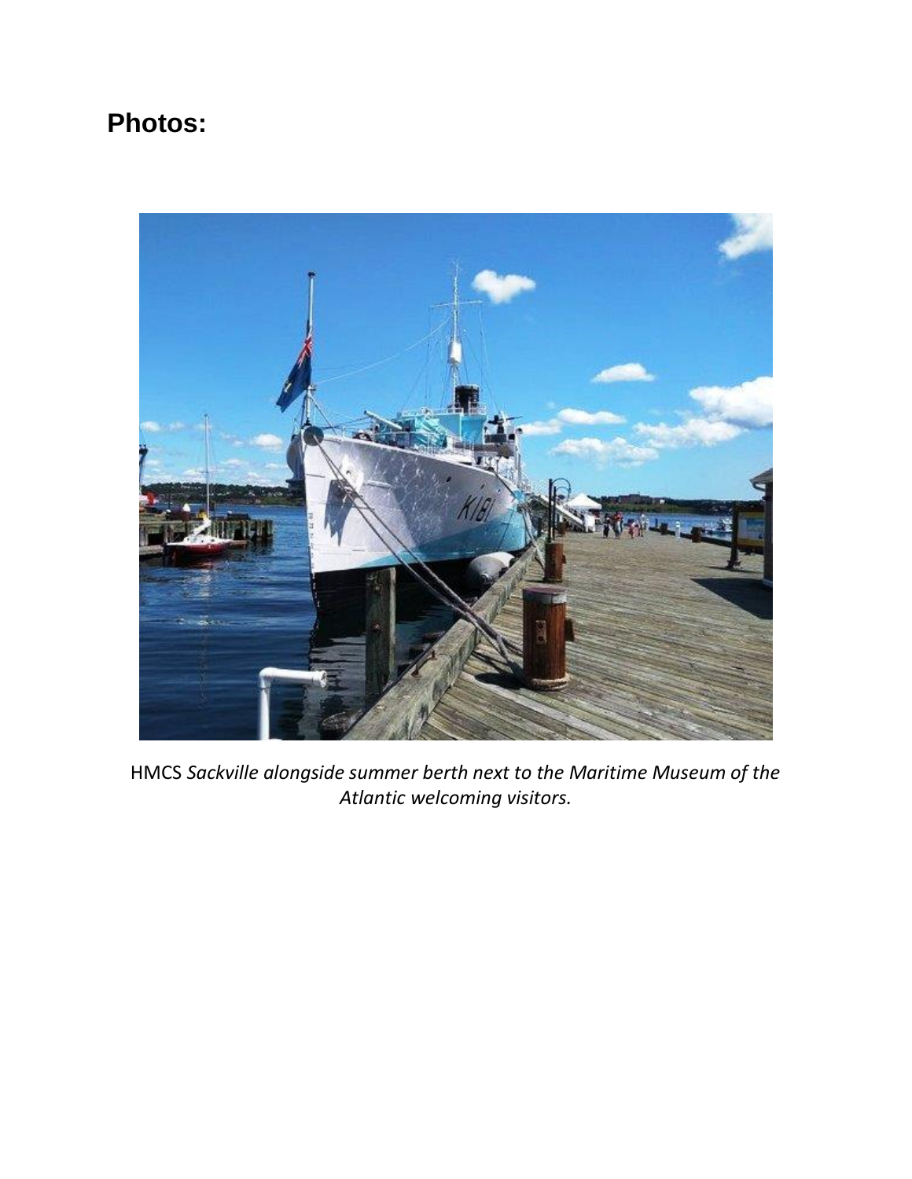## Photos:

HMCS *Sackville alongside summer berth next to the Maritime Museum of the Atlantic welcoming visitors.*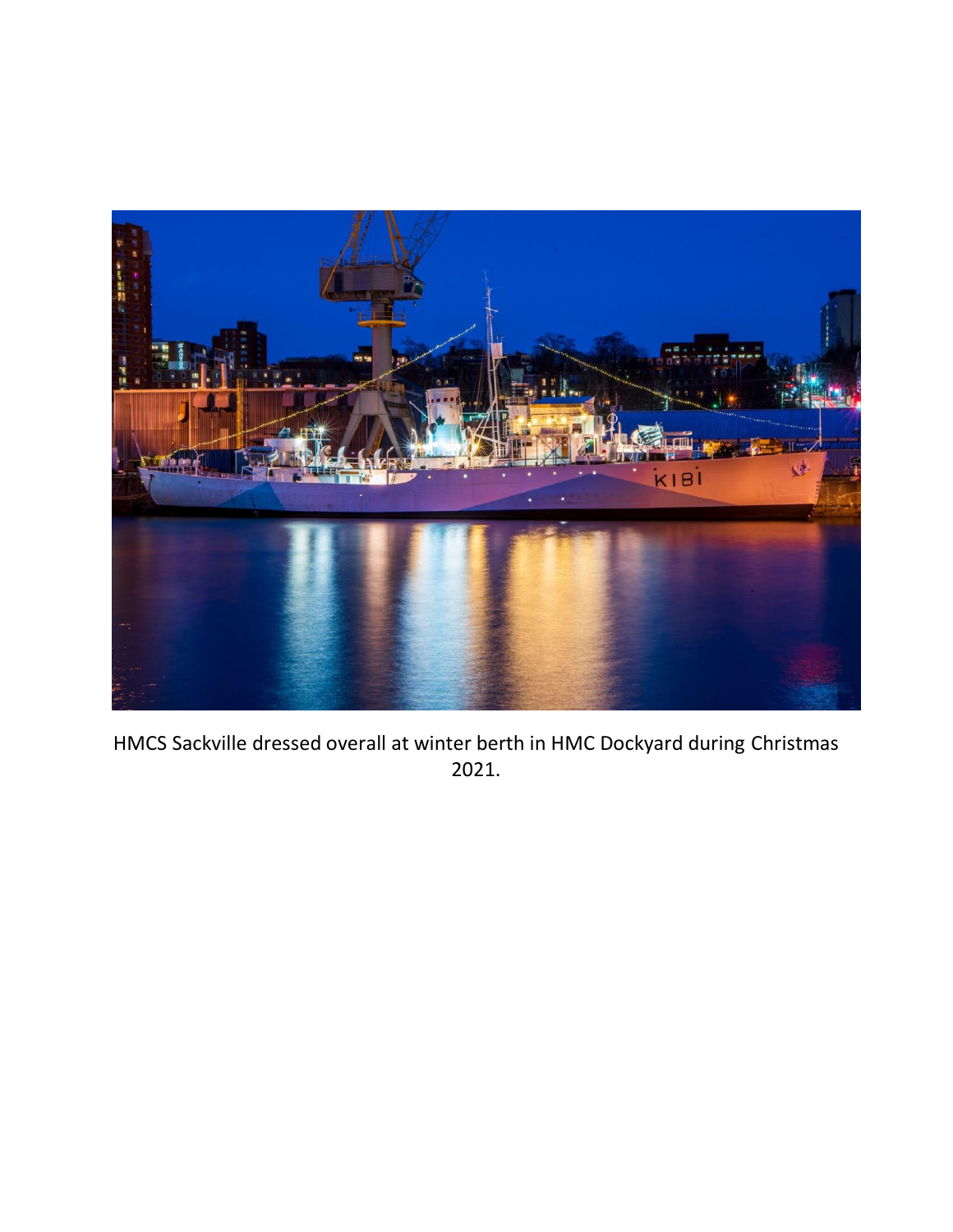HMCS Sackville dressed overall at winter berth in HMC Dockyard during Christmas 2021.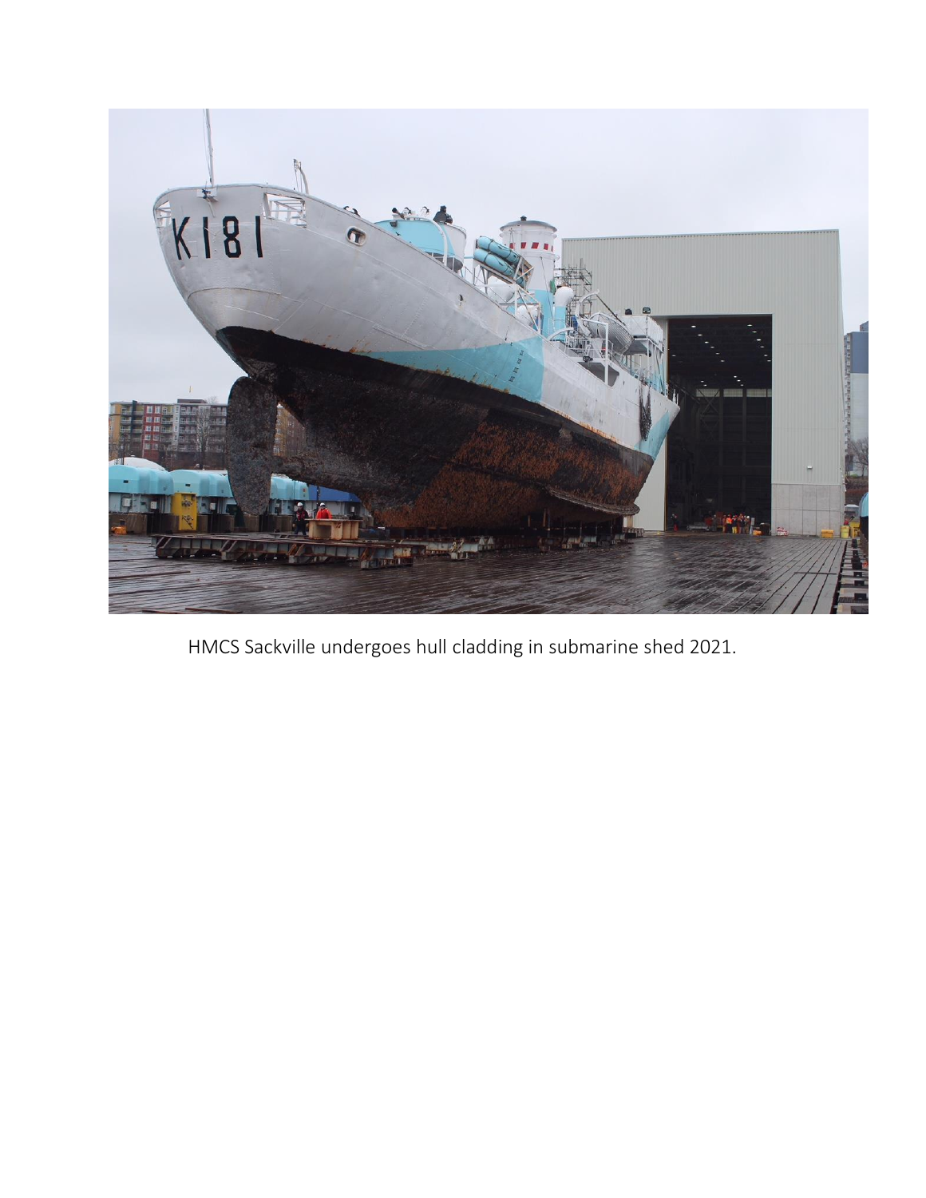HMCS Sackville undergoes hull cladding in submarine shed 2021.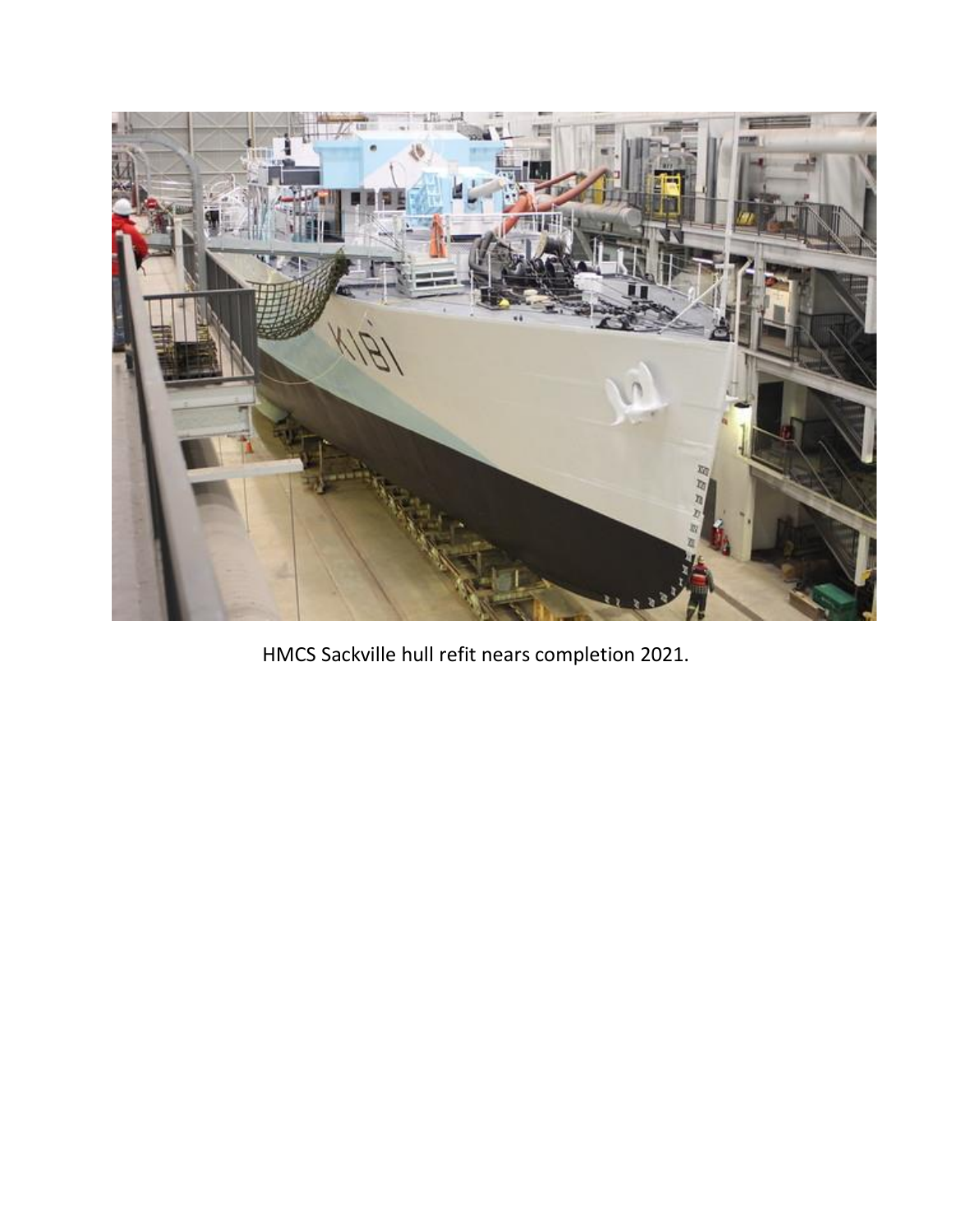HMCS Sackville hull refit nears completion 2021.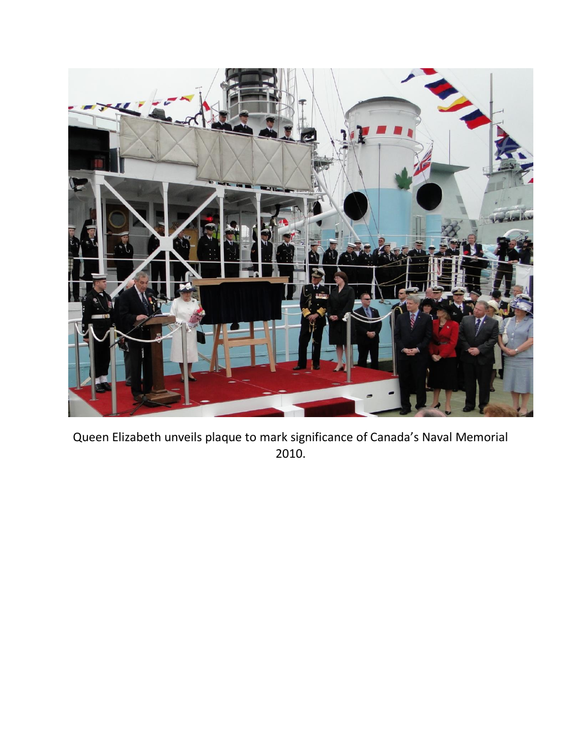Queen Elizabeth unveils plaque to mark significance of Canada's Naval Memorial 2010.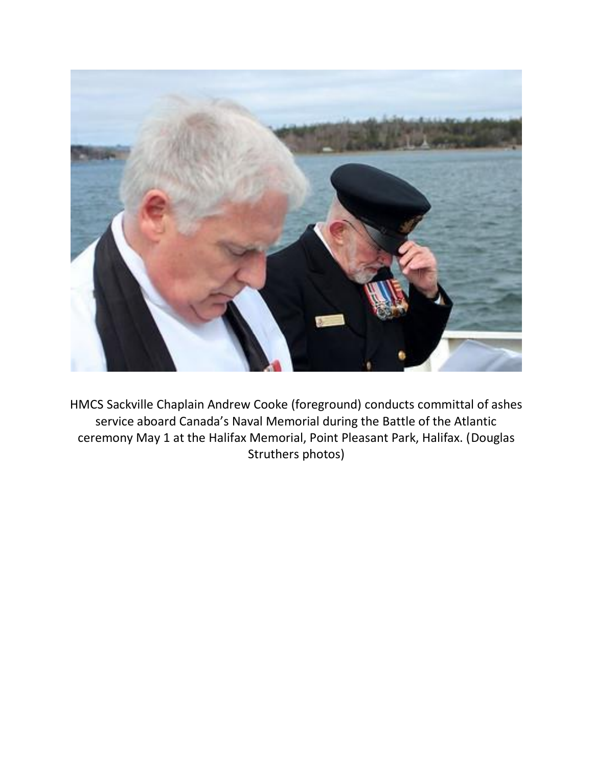HMCS Sackville Chaplain Andrew Cooke (foreground) conducts committal of ashes service aboard Canada's Naval Memorial during the Battle of the Atlantic ceremony May 1 at the Halifax Memorial, Point Pleasant Park, Halifax. (Douglas Struthers photos)